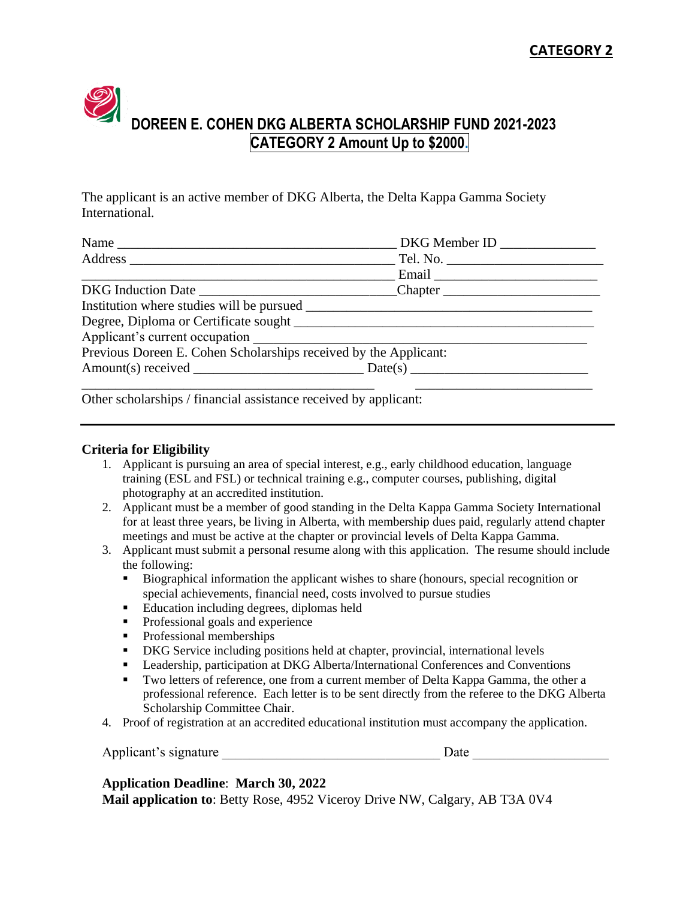**CATEGORY 2**

# DOREEN E. COHEN DKG ALBERTA SCHOLARSHIP FUND 2021-2023

## CATEGORY 2 Amount Up to $2000.

The applicant is an active member of DKG Alberta, the Delta Kappa Gamma Society International.

Name ________________________________________ DKG Member ID _____________

Address ______________________________________ Tel. No. ______________________

______________________________________________ Email ______________________

DKG Induction Date ____________________________Chapter ______________________

Institution where studies will be pursued ________________________________________

Degree, Diploma or Certificate sought __________________________________________

Applicant's current occupation _______________________________________________

Previous Doreen E. Cohen Scholarships received by the Applicant:

Amount(s) received _________________________ Date(s) _________________________

__________________________________________ _________________________

Other scholarships / financial assistance received by applicant:

---

### Criteria for Eligibility

1. Applicant is pursuing an area of special interest, e.g., early childhood education, language training (ESL and FSL) or technical training e.g., computer courses, publishing, digital photography at an accredited institution.
2. Applicant must be a member of good standing in the Delta Kappa Gamma Society International for at least three years, be living in Alberta, with membership dues paid, regularly attend chapter meetings and must be active at the chapter or provincial levels of Delta Kappa Gamma.
3. Applicant must submit a personal resume along with this application. The resume should include the following:
   - Biographical information the applicant wishes to share (honours, special recognition or special achievements, financial need, costs involved to pursue studies
   - Education including degrees, diplomas held
   - Professional goals and experience
   - Professional memberships
   - DKG Service including positions held at chapter, provincial, international levels
   - Leadership, participation at DKG Alberta/International Conferences and Conventions
   - Two letters of reference, one from a current member of Delta Kappa Gamma, the other a professional reference. Each letter is to be sent directly from the referee to the DKG Alberta Scholarship Committee Chair.
4. Proof of registration at an accredited educational institution must accompany the application.

Applicant's signature _______________________________ Date ___________________

**Application Deadline**: **March 30, 2022**

**Mail application to**: Betty Rose, 4952 Viceroy Drive NW, Calgary, AB T3A 0V4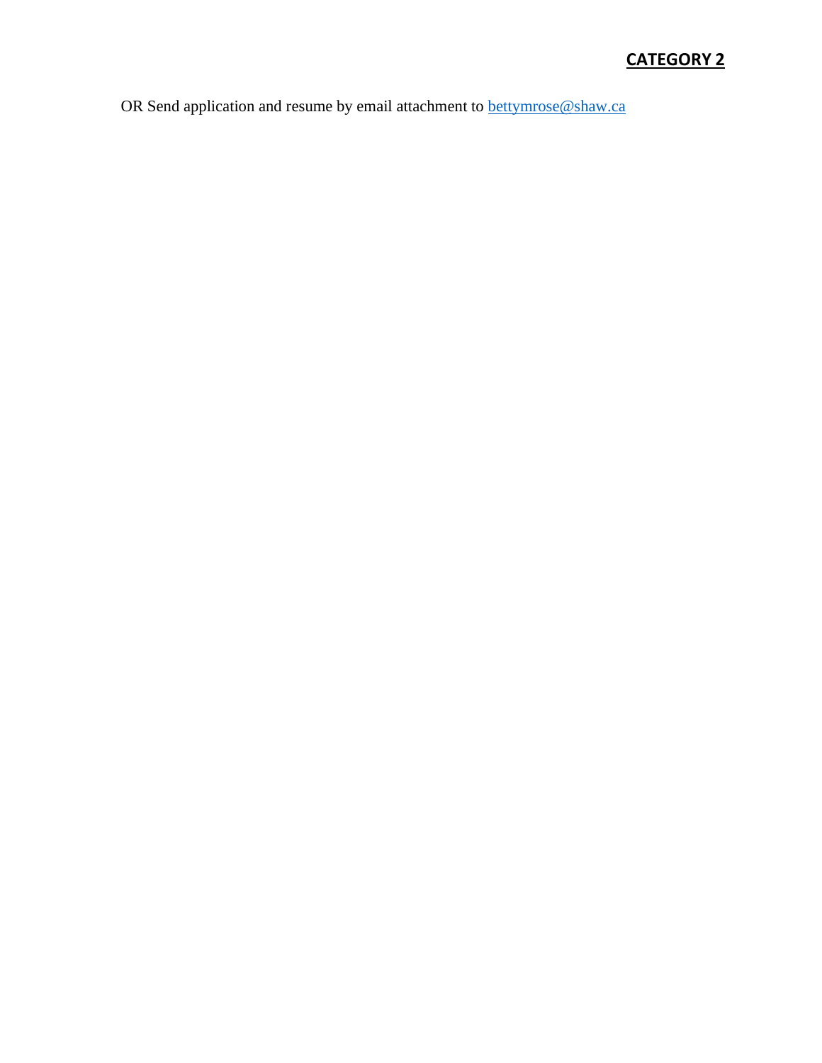**CATEGORY 2**

OR Send application and resume by email attachment to bettymrose@shaw.ca